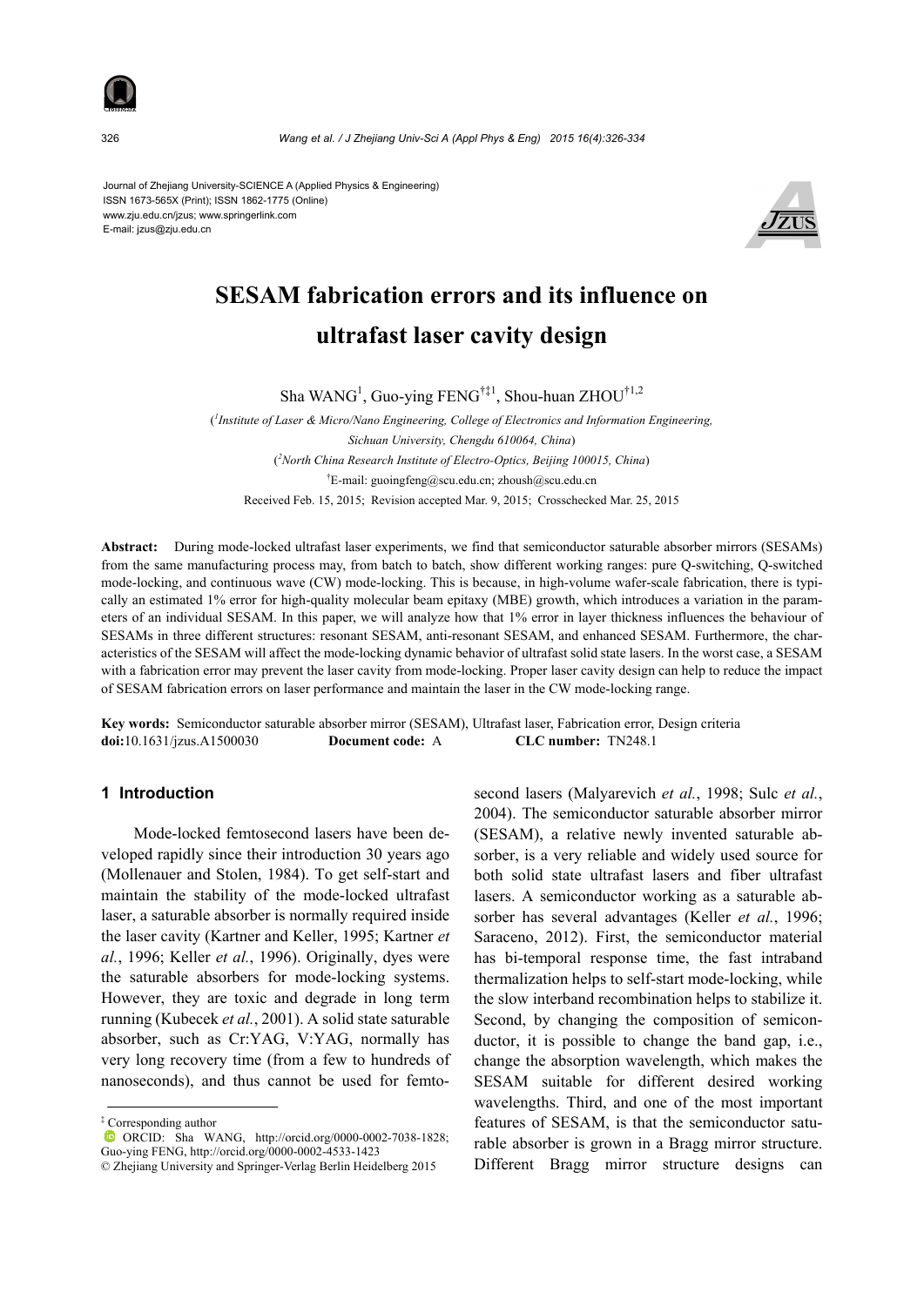Journal of Zhejiang University-SCIENCE A (Applied Physics & Engineering)
ISSN 1673-565X (Print); ISSN 1862-1775 (Online)
www.zju.edu.cn/jzus; www.springerlink.com
E-mail: jzus@zju.edu.cn

# SESAM fabrication errors and its influence on ultrafast laser cavity design

Sha WANG[1], Guo-ying FENG[†‡1], Shou-huan ZHOU[†1,2]

([1]Institute of Laser & Micro/Nano Engineering, College of Electronics and Information Engineering, Sichuan University, Chengdu 610064, China)

([2]North China Research Institute of Electro-Optics, Beijing 100015, China)

[†]E-mail: guoingfeng@scu.edu.cn; zhoush@scu.edu.cn

Received Feb. 15, 2015; Revision accepted Mar. 9, 2015; Crosschecked Mar. 25, 2015

**Abstract:** During mode-locked ultrafast laser experiments, we find that semiconductor saturable absorber mirrors (SESAMs) from the same manufacturing process may, from batch to batch, show different working ranges: pure Q-switching, Q-switched mode-locking, and continuous wave (CW) mode-locking. This is because, in high-volume wafer-scale fabrication, there is typically an estimated 1% error for high-quality molecular beam epitaxy (MBE) growth, which introduces a variation in the parameters of an individual SESAM. In this paper, we will analyze how that 1% error in layer thickness influences the behaviour of SESAMs in three different structures: resonant SESAM, anti-resonant SESAM, and enhanced SESAM. Furthermore, the characteristics of the SESAM will affect the mode-locking dynamic behavior of ultrafast solid state lasers. In the worst case, a SESAM with a fabrication error may prevent the laser cavity from mode-locking. Proper laser cavity design can help to reduce the impact of SESAM fabrication errors on laser performance and maintain the laser in the CW mode-locking range.

**Key words:** Semiconductor saturable absorber mirror (SESAM), Ultrafast laser, Fabrication error, Design criteria
**doi:**10.1631/jzus.A1500030 **Document code:** A **CLC number:** TN248.1

## 1 Introduction

Mode-locked femtosecond lasers have been developed rapidly since their introduction 30 years ago (Mollenauer and Stolen, 1984). To get self-start and maintain the stability of the mode-locked ultrafast laser, a saturable absorber is normally required inside the laser cavity (Kartner and Keller, 1995; Kartner *et al.*, 1996; Keller *et al.*, 1996). Originally, dyes were the saturable absorbers for mode-locking systems. However, they are toxic and degrade in long term running (Kubecek *et al.*, 2001). A solid state saturable absorber, such as Cr:YAG, V:YAG, normally has very long recovery time (from a few to hundreds of nanoseconds), and thus cannot be used for femtosecond lasers (Malyarevich *et al.*, 1998; Sulc *et al.*, 2004). The semiconductor saturable absorber mirror (SESAM), a relative newly invented saturable absorber, is a very reliable and widely used source for both solid state ultrafast lasers and fiber ultrafast lasers. A semiconductor working as a saturable absorber has several advantages (Keller *et al.*, 1996; Saraceno, 2012). First, the semiconductor material has bi-temporal response time, the fast intraband thermalization helps to self-start mode-locking, while the slow interband recombination helps to stabilize it. Second, by changing the composition of semiconductor, it is possible to change the band gap, i.e., change the absorption wavelength, which makes the SESAM suitable for different desired working wavelengths. Third, and one of the most intrant features of SESAM, is that the semiconductor saturable absorber is grown in a Bragg mirror structure. Different Bragg mirror structure designs can

---

‡ Corresponding author

ORCID: Sha WANG, http://orcid.org/0000-0002-7038-1828; Guo-ying FENG, http://orcid.org/0000-0002-4533-1423

© Zhejiang University and Springer-Verlag Berlin Heidelberg 2015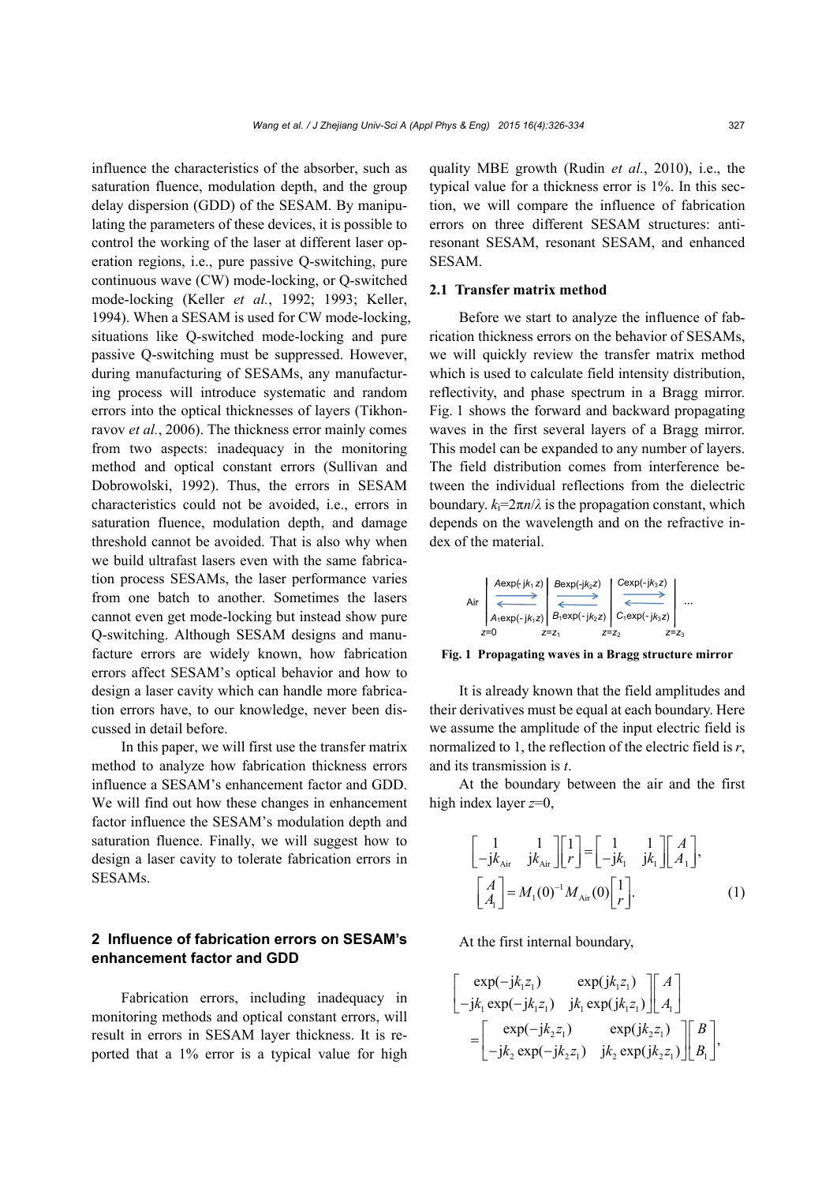influence the characteristics of the absorber, such as saturation fluence, modulation depth, and the group delay dispersion (GDD) of the SESAM. By manipulating the parameters of these devices, it is possible to control the working of the laser at different laser operation regions, i.e., pure passive Q-switching, pure continuous wave (CW) mode-locking, or Q-switched mode-locking (Keller *et al.*, 1992; 1993; Keller, 1994). When a SESAM is used for CW mode-locking, situations like Q-switched mode-locking and pure passive Q-switching must be suppressed. However, during manufacturing of SESAMs, any manufacturing process will introduce systematic and random errors into the optical thicknesses of layers (Tikhonravov *et al.*, 2006). The thickness error mainly comes from two aspects: inadequacy in the monitoring method and optical constant errors (Sullivan and Dobrowolski, 1992). Thus, the errors in SESAM characteristics could not be avoided, i.e., errors in saturation fluence, modulation depth, and damage threshold cannot be avoided. That is also why when we build ultrafast lasers even with the same fabrication process SESAMs, the laser performance varies from one batch to another. Sometimes the lasers cannot even get mode-locking but instead show pure Q-switching. Although SESAM designs and manufacture errors are widely known, how fabrication errors affect SESAM's optical behavior and how to design a laser cavity which can handle more fabrication errors have, to our knowledge, never been discussed in detail before.

In this paper, we will first use the transfer matrix method to analyze how fabrication thickness errors influence a SESAM's enhancement factor and GDD. We will find out how these changes in enhancement factor influence the SESAM's modulation depth and saturation fluence. Finally, we will suggest how to design a laser cavity to tolerate fabrication errors in SESAMs.

## 2 Influence of fabrication errors on SESAM's enhancement factor and GDD

Fabrication errors, including inadequacy in monitoring methods and optical constant errors, will result in errors in SESAM layer thickness. It is reported that a 1% error is a typical value for high quality MBE growth (Rudin *et al.*, 2010), i.e., the typical value for a thickness error is 1%. In this section, we will compare the influence of fabrication errors on three different SESAM structures: anti-resonant SESAM, resonant SESAM, and enhanced SESAM.

### 2.1 Transfer matrix method

Before we start to analyze the influence of fabrication thickness errors on the behavior of SESAMs, we will quickly review the transfer matrix method which is used to calculate field intensity distribution, reflectivity, and phase spectrum in a Bragg mirror. Fig. 1 shows the forward and backward propagating waves in the first several layers of a Bragg mirror. This model can be expanded to any number of layers. The field distribution comes from interference between the individual reflections from the dielectric boundary. $k_i=2\pi n/\lambda$ is the propagation constant, which depends on the wavelength and on the refractive index of the material.

**Fig. 1 Propagating waves in a Bragg structure mirror**

It is already known that the field amplitudes and their derivatives must be equal at each boundary. Here we assume the amplitude of the input electric field is normalized to 1, the reflection of the electric field is $r$, and its transmission is $t$.

At the boundary between the air and the first high index layer $z$=0,

$$\begin{bmatrix} 1 & 1 \\ -\mathrm{j}k_{\mathrm{Air}} & \mathrm{j}k_{\mathrm{Air}} \end{bmatrix}\begin{bmatrix} 1 \\ r \end{bmatrix}=\begin{bmatrix} 1 & 1 \\ -\mathrm{j}k_1 & \mathrm{j}k_1 \end{bmatrix}\begin{bmatrix} A \\ A_1 \end{bmatrix},$$

$$\begin{bmatrix} A \\ A_1 \end{bmatrix}=M_1(0)^{-1}M_{\mathrm{Air}}(0)\begin{bmatrix} 1 \\ r \end{bmatrix}. \tag{1}$$

At the first internal boundary,

$$\begin{bmatrix} \exp(-\mathrm{j}k_1z_1) & \exp(\mathrm{j}k_1z_1) \\ -\mathrm{j}k_1\exp(-\mathrm{j}k_1z_1) & \mathrm{j}k_1\exp(\mathrm{j}k_1z_1) \end{bmatrix}\begin{bmatrix} A \\ A_1 \end{bmatrix}$$

$$=\begin{bmatrix} \exp(-\mathrm{j}k_2z_1) & \exp(\mathrm{j}k_2z_1) \\ -\mathrm{j}k_2\exp(-\mathrm{j}k_2z_1) & \mathrm{j}k_2\exp(\mathrm{j}k_2z_1) \end{bmatrix}\begin{bmatrix} B \\ B_1 \end{bmatrix},$$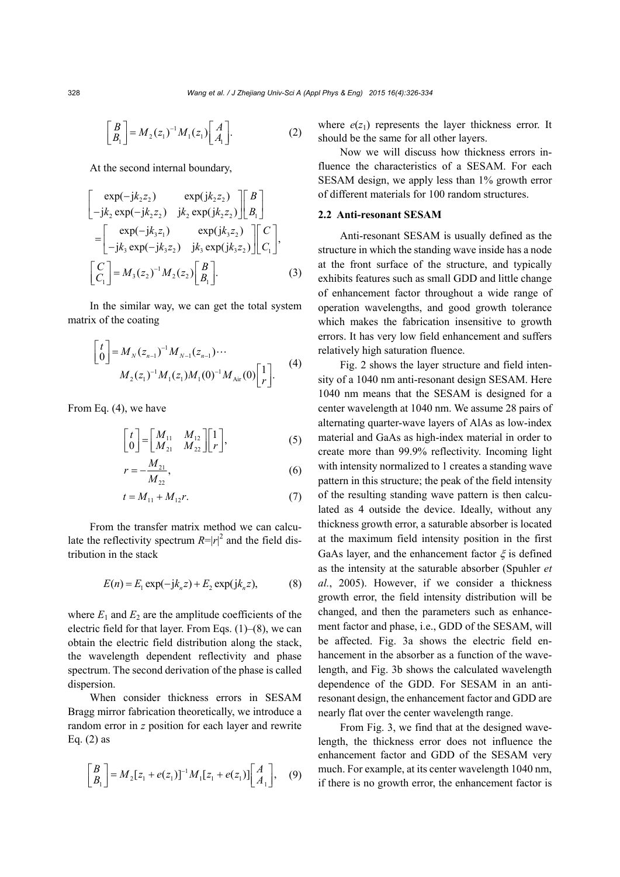$$\begin{bmatrix} B \\ B_1 \end{bmatrix} = M_2(z_1)^{-1} M_1(z_1) \begin{bmatrix} A \\ A_1 \end{bmatrix}. \tag{2}$$

At the second internal boundary,

$$\begin{bmatrix} \exp(-\mathrm{j}k_2 z_2) & \exp(\mathrm{j}k_2 z_2) \\ -\mathrm{j}k_2 \exp(-\mathrm{j}k_2 z_2) & \mathrm{j}k_2 \exp(\mathrm{j}k_2 z_2) \end{bmatrix} \begin{bmatrix} B \\ B_1 \end{bmatrix} = \begin{bmatrix} \exp(-\mathrm{j}k_3 z_1) & \exp(\mathrm{j}k_3 z_2) \\ -\mathrm{j}k_3 \exp(-\mathrm{j}k_3 z_2) & \mathrm{j}k_3 \exp(\mathrm{j}k_3 z_2) \end{bmatrix} \begin{bmatrix} C \\ C_1 \end{bmatrix},$$

$$\begin{bmatrix} C \\ C_1 \end{bmatrix} = M_3(z_2)^{-1} M_2(z_2) \begin{bmatrix} B \\ B_1 \end{bmatrix}. \tag{3}$$

In the similar way, we can get the total system matrix of the coating

$$\begin{bmatrix} t \\ 0 \end{bmatrix} = M_N(z_{n-1})^{-1} M_{N-1}(z_{n-1}) \cdots M_2(z_1)^{-1} M_1(z_1) M_1(0)^{-1} M_{\text{Air}}(0) \begin{bmatrix} 1 \\ r \end{bmatrix}. \tag{4}$$

From Eq. (4), we have

$$\begin{bmatrix} t \\ 0 \end{bmatrix} = \begin{bmatrix} M_{11} & M_{12} \\ M_{21} & M_{22} \end{bmatrix} \begin{bmatrix} 1 \\ r \end{bmatrix}, \tag{5}$$

$$r = -\frac{M_{21}}{M_{22}}, \tag{6}$$

$$t = M_{11} + M_{12} r. \tag{7}$$

From the transfer matrix method we can calculate the reflectivity spectrum $R=|r|^2$ and the field distribution in the stack

$$E(n) = E_1 \exp(-\mathrm{j}k_n z) + E_2 \exp(\mathrm{j}k_n z), \tag{8}$$

where $E_1$ and $E_2$ are the amplitude coefficients of the electric field for that layer. From Eqs. (1)–(8), we can obtain the electric field distribution along the stack, the wavelength dependent reflectivity and phase spectrum. The second derivation of the phase is called dispersion.

When consider thickness errors in SESAM Bragg mirror fabrication theoretically, we introduce a random error in $z$ position for each layer and rewrite Eq. (2) as

$$\begin{bmatrix} B \\ B_1 \end{bmatrix} = M_2[z_1 + e(z_1)]^{-1} M_1[z_1 + e(z_1)] \begin{bmatrix} A \\ A_1 \end{bmatrix}, \tag{9}$$

where $e(z_1)$ represents the layer thickness error. It should be the same for all other layers.

Now we will discuss how thickness errors influence the characteristics of a SESAM. For each SESAM design, we apply less than 1% growth error of different materials for 100 random structures.

### 2.2 Anti-resonant SESAM

Anti-resonant SESAM is usually defined as the structure in which the standing wave inside has a node at the front surface of the structure, and typically exhibits features such as small GDD and little change of enhancement factor throughout a wide range of operation wavelengths, and good growth tolerance which makes the fabrication insensitive to growth errors. It has very low field enhancement and suffers relatively high saturation fluence.

Fig. 2 shows the layer structure and field intensity of a 1040 nm anti-resonant design SESAM. Here 1040 nm means that the SESAM is designed for a center wavelength at 1040 nm. We assume 28 pairs of alternating quarter-wave layers of AlAs as low-index material and GaAs as high-index material in order to create more than 99.9% reflectivity. Incoming light with intensity normalized to 1 creates a standing wave pattern in this structure; the peak of the field intensity of the resulting standing wave pattern is then calculated as 4 outside the device. Ideally, without any thickness growth error, a saturable absorber is located at the maximum field intensity position in the first GaAs layer, and the enhancement factor $\xi$ is defined as the intensity at the saturable absorber (Spuhler *et al.*, 2005). However, if we consider a thickness growth error, the field intensity distribution will be changed, and then the parameters such as enhancement factor and phase, i.e., GDD of the SESAM, will be affected. Fig. 3a shows the electric field enhancement in the absorber as a function of the wavelength, and Fig. 3b shows the calculated wavelength dependence of the GDD. For SESAM in an anti-resonant design, the enhancement factor and GDD are nearly flat over the center wavelength range.

From Fig. 3, we find that at the designed wavelength, the thickness error does not influence the enhancement factor and GDD of the SESAM very much. For example, at its center wavelength 1040 nm, if there is no growth error, the enhancement factor is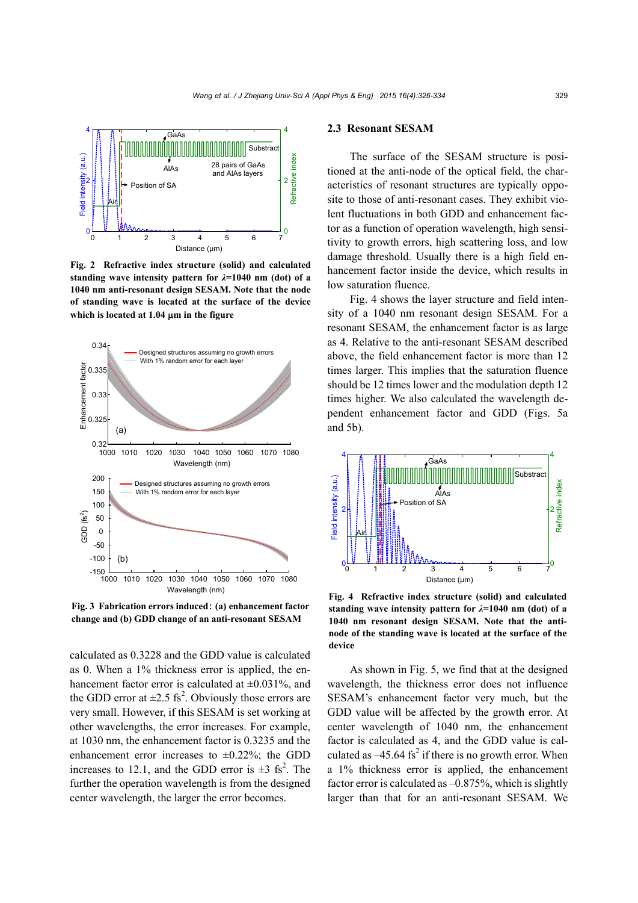Fig. 2 Refractive index structure (solid) and calculated standing wave intensity pattern for $\lambda$=1040 nm (dot) of a 1040 nm anti-resonant design SESAM. Note that the node of standing wave is located at the surface of the device which is located at 1.04 μm in the figure

Fig. 3 Fabrication errors induced: (a) enhancement factor change and (b) GDD change of an anti-resonant SESAM

calculated as 0.3228 and the GDD value is calculated as 0. When a 1% thickness error is applied, the enhancement factor error is calculated at ±0.031%, and the GDD error at ±2.5 fs$^2$. Obviously those errors are very small. However, if this SESAM is set working at other wavelengths, the error increases. For example, at 1030 nm, the enhancement factor is 0.3235 and the enhancement error increases to ±0.22%; the GDD increases to 12.1, and the GDD error is ±3 fs$^2$. The further the operation wavelength is from the designed center wavelength, the larger the error becomes.

## 2.3 Resonant SESAM

The surface of the SESAM structure is positioned at the anti-node of the optical field, the characteristics of resonant structures are typically opposite to those of anti-resonant cases. They exhibit violent fluctuations in both GDD and enhancement factor as a function of operation wavelength, high sensitivity to growth errors, high scattering loss, and low damage threshold. Usually there is a high field enhancement factor inside the device, which results in low saturation fluence.

Fig. 4 shows the layer structure and field intensity of a 1040 nm resonant design SESAM. For a resonant SESAM, the enhancement factor is as large as 4. Relative to the anti-resonant SESAM described above, the field enhancement factor is more than 12 times larger. This implies that the saturation fluence should be 12 times lower and the modulation depth 12 times higher. We also calculated the wavelength dependent enhancement factor and GDD (Figs. 5a and 5b).

Fig. 4 Refractive index structure (solid) and calculated standing wave intensity pattern for $\lambda$=1040 nm (dot) of a 1040 nm resonant design SESAM. Note that the anti-node of the standing wave is located at the surface of the device

As shown in Fig. 5, we find that at the designed wavelength, the thickness error does not influence SESAM's enhancement factor very much, but the GDD value will be affected by the growth error. At center wavelength of 1040 nm, the enhancement factor is calculated as 4, and the GDD value is calculated as –45.64 fs$^2$ if there is no growth error. When a 1% thickness error is applied, the enhancement factor error is calculated as –0.875%, which is slightly larger than that for an anti-resonant SESAM. We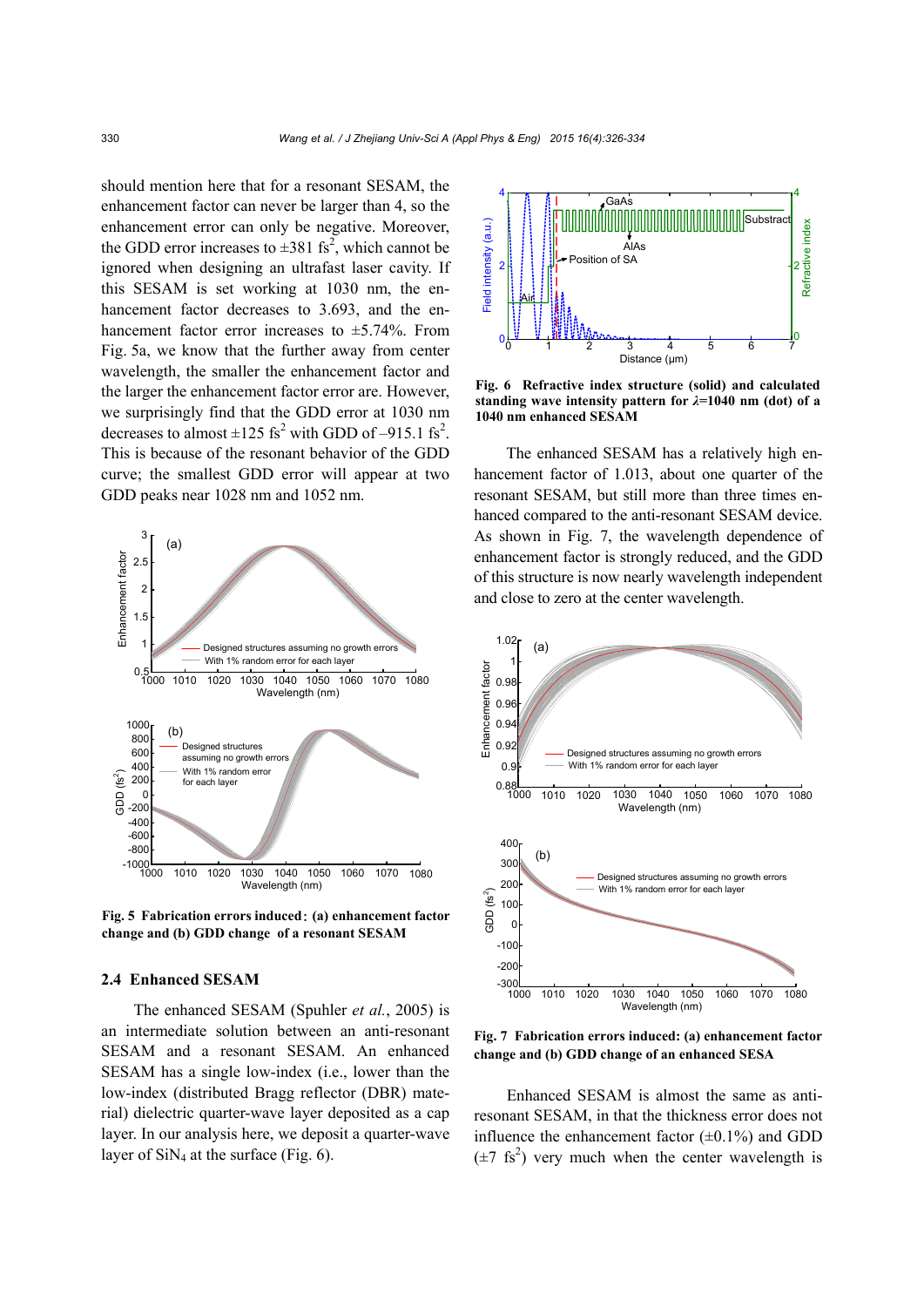should mention here that for a resonant SESAM, the enhancement factor can never be larger than 4, so the enhancement error can only be negative. Moreover, the GDD error increases to ±381 $fs^2$, which cannot be ignored when designing an ultrafast laser cavity. If this SESAM is set working at 1030 nm, the enhancement factor decreases to 3.693, and the enhancement factor error increases to ±5.74%. From Fig. 5a, we know that the further away from center wavelength, the smaller the enhancement factor and the larger the enhancement factor error are. However, we surprisingly find that the GDD error at 1030 nm decreases to almost ±125 $fs^2$ with GDD of –915.1 $fs^2$. This is because of the resonant behavior of the GDD curve; the smallest GDD error will appear at two GDD peaks near 1028 nm and 1052 nm.

**Fig. 5 Fabrication errors induced: (a) enhancement factor change and (b) GDD change of a resonant SESAM**

## 2.4 Enhanced SESAM

The enhanced SESAM (Spuhler *et al.*, 2005) is an intermediate solution between an anti-resonant SESAM and a resonant SESAM. An enhanced SESAM has a single low-index (i.e., lower than the low-index (distributed Bragg reflector (DBR) material) dielectric quarter-wave layer deposited as a cap layer. In our analysis here, we deposit a quarter-wave layer of $SiN_4$ at the surface (Fig. 6).

**Fig. 6 Refractive index structure (solid) and calculated standing wave intensity pattern for $\lambda$=1040 nm (dot) of a 1040 nm enhanced SESAM**

The enhanced SESAM has a relatively high enhancement factor of 1.013, about one quarter of the resonant SESAM, but still more than three times enhanced compared to the anti-resonant SESAM device. As shown in Fig. 7, the wavelength dependence of enhancement factor is strongly reduced, and the GDD of this structure is now nearly wavelength independent and close to zero at the center wavelength.

**Fig. 7 Fabrication errors induced: (a) enhancement factor change and (b) GDD change of an enhanced SESA**

Enhanced SESAM is almost the same as anti-resonant SESAM, in that the thickness error does not influence the enhancement factor (±0.1%) and GDD (±7 $fs^2$) very much when the center wavelength is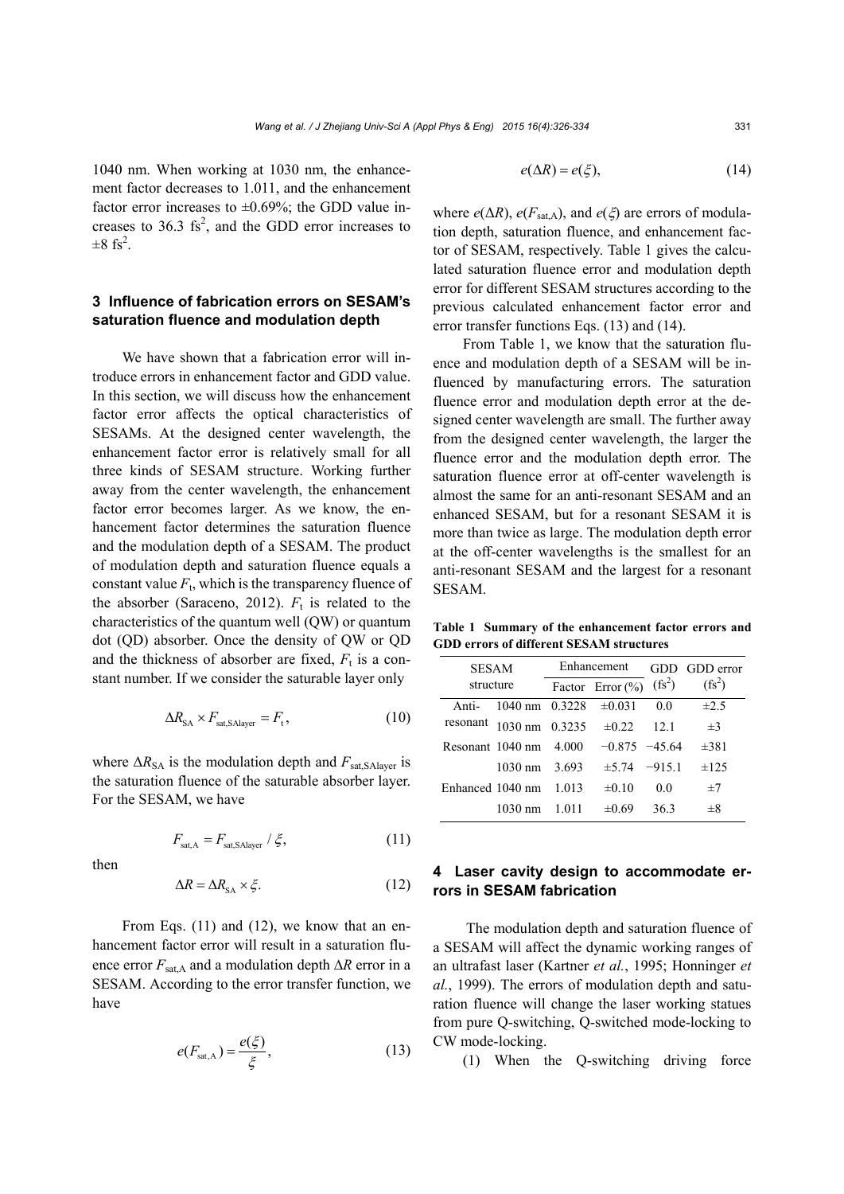1040 nm. When working at 1030 nm, the enhancement factor decreases to 1.011, and the enhancement factor error increases to ±0.69%; the GDD value increases to 36.3 fs$^2$, and the GDD error increases to ±8 fs$^2$.

## 3 Influence of fabrication errors on SESAM's saturation fluence and modulation depth

We have shown that a fabrication error will introduce errors in enhancement factor and GDD value. In this section, we will discuss how the enhancement factor error affects the optical characteristics of SESAMs. At the designed center wavelength, the enhancement factor error is relatively small for all three kinds of SESAM structure. Working further away from the center wavelength, the enhancement factor error becomes larger. As we know, the enhancement factor determines the saturation fluence and the modulation depth of a SESAM. The product of modulation depth and saturation fluence equals a constant value $F_t$, which is the transparency fluence of the absorber (Saraceno, 2012). $F_t$ is related to the characteristics of the quantum well (QW) or quantum dot (QD) absorber. Once the density of QW or QD and the thickness of absorber are fixed, $F_t$ is a constant number. If we consider the saturable layer only

$$\Delta R_{SA} \times F_{sat,SAlayer} = F_t, \tag{10}$$

where $\Delta R_{SA}$ is the modulation depth and $F_{sat,SAlayer}$ is the saturation fluence of the saturable absorber layer. For the SESAM, we have

$$F_{sat,A} = F_{sat,SAlayer} / \xi, \tag{11}$$

then

$$\Delta R = \Delta R_{SA} \times \xi. \tag{12}$$

From Eqs. (11) and (12), we know that an enhancement factor error will result in a saturation fluence error $F_{sat,A}$ and a modulation depth $\Delta R$ error in a SESAM. According to the error transfer function, we have

$$e(F_{sat,A}) = \frac{e(\xi)}{\xi}, \tag{13}$$

$$e(\Delta R) = e(\xi), \tag{14}$$

where $e(\Delta R)$, $e(F_{sat,A})$, and $e(\xi)$ are errors of modulation depth, saturation fluence, and enhancement factor of SESAM, respectively. Table 1 gives the calculated saturation fluence error and modulation depth error for different SESAM structures according to the previous calculated enhancement factor error and error transfer functions Eqs. (13) and (14).

From Table 1, we know that the saturation fluence and modulation depth of a SESAM will be influenced by manufacturing errors. The saturation fluence error and modulation depth error at the designed center wavelength are small. The further away from the designed center wavelength, the larger the fluence error and the modulation depth error. The saturation fluence error at off-center wavelength is almost the same for an anti-resonant SESAM and an enhanced SESAM, but for a resonant SESAM it is more than twice as large. The modulation depth error at the off-center wavelengths is the smallest for an anti-resonant SESAM and the largest for a resonant SESAM.

**Table 1 Summary of the enhancement factor errors and GDD errors of different SESAM structures**

| SESAM structure | | Enhancement | | GDD (fs$^2$) | GDD error (fs$^2$) |
|---|---|---|---|---|---|
| | | Factor | Error (%) | | |
| Anti-resonant | 1040 nm | 0.3228 | ±0.031 | 0.0 | ±2.5 |
| | 1030 nm | 0.3235 | ±0.22 | 12.1 | ±3 |
| Resonant | 1040 nm | 4.000 | −0.875 | −45.64 | ±381 |
| | 1030 nm | 3.693 | ±5.74 | −915.1 | ±125 |
| Enhanced | 1040 nm | 1.013 | ±0.10 | 0.0 | ±7 |
| | 1030 nm | 1.011 | ±0.69 | 36.3 | ±8 |

## 4 Laser cavity design to accommodate errors in SESAM fabrication

The modulation depth and saturation fluence of a SESAM will affect the dynamic working ranges of an ultrafast laser (Kartner *et al.*, 1995; Honninger *et al.*, 1999). The errors of modulation depth and saturation fluence will change the laser working statues from pure Q-switching, Q-switched mode-locking to CW mode-locking.

(1) When the Q-switching driving force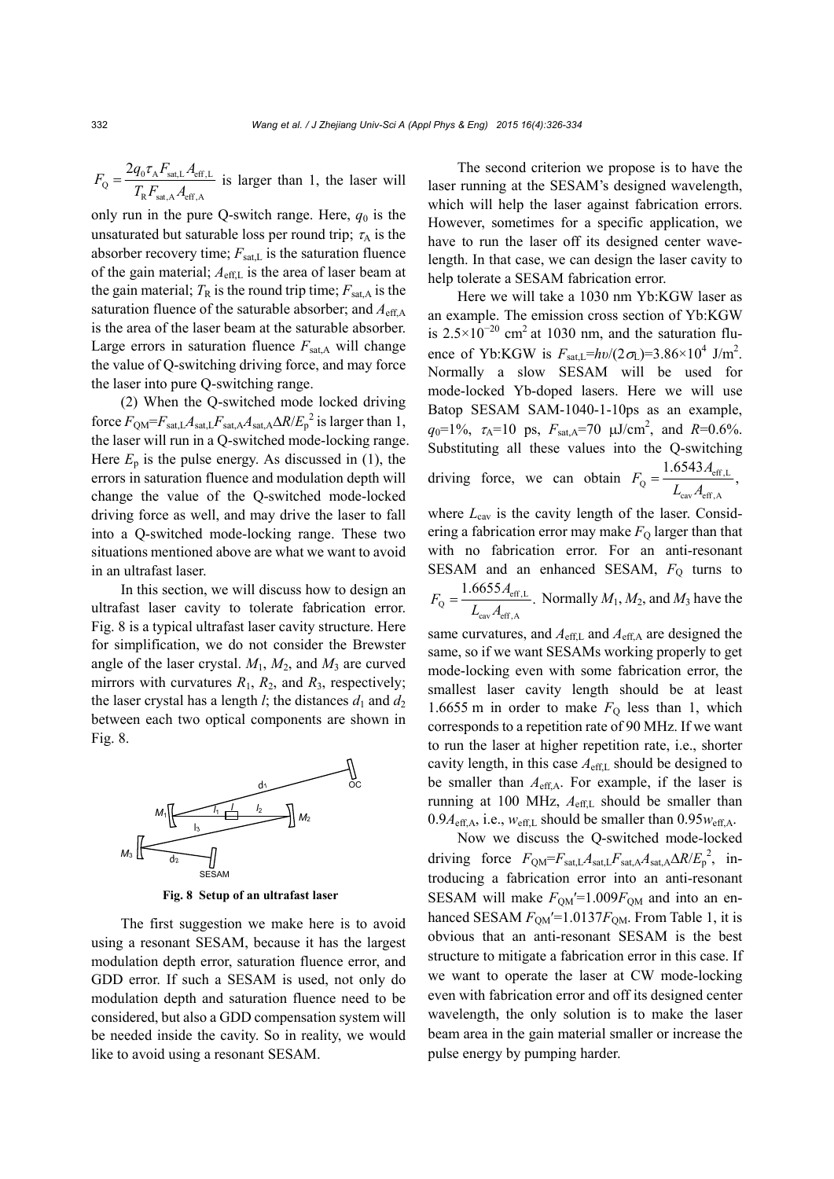$F_Q = \dfrac{2q_0\tau_A F_{sat,L} A_{eff,L}}{T_R F_{sat,A} A_{eff,A}}$ is larger than 1, the laser will only run in the pure Q-switch range. Here, $q_0$ is the unsaturated but saturable loss per round trip; $\tau_A$ is the absorber recovery time; $F_{sat,L}$ is the saturation fluence of the gain material; $A_{eff,L}$ is the area of laser beam at the gain material; $T_R$ is the round trip time; $F_{sat,A}$ is the saturation fluence of the saturable absorber; and $A_{eff,A}$ is the area of the laser beam at the saturable absorber. Large errors in saturation fluence $F_{sat,A}$ will change the value of Q-switching driving force, and may force the laser into pure Q-switching range.

(2) When the Q-switched mode locked driving force $F_{QM}=F_{sat,L}A_{sat,L}F_{sat,A}A_{sat,A}\Delta R/E_p^2$ is larger than 1, the laser will run in a Q-switched mode-locking range. Here $E_p$ is the pulse energy. As discussed in (1), the errors in saturation fluence and modulation depth will change the value of the Q-switched mode-locked driving force as well, and may drive the laser to fall into a Q-switched mode-locking range. These two situations mentioned above are what we want to avoid in an ultrafast laser.

In this section, we will discuss how to design an ultrafast laser cavity to tolerate fabrication error. Fig. 8 is a typical ultrafast laser cavity structure. Here for simplification, we do not consider the Brewster angle of the laser crystal. $M_1$, $M_2$, and $M_3$ are curved mirrors with curvatures $R_1$, $R_2$, and $R_3$, respectively; the laser crystal has a length $l$; the distances $d_1$ and $d_2$ between each two optical components are shown in Fig. 8.

**Fig. 8 Setup of an ultrafast laser**

The first suggestion we make here is to avoid using a resonant SESAM, because it has the largest modulation depth error, saturation fluence error, and GDD error. If such a SESAM is used, not only do modulation depth and saturation fluence need to be considered, but also a GDD compensation system will be needed inside the cavity. So in reality, we would like to avoid using a resonant SESAM.

The second criterion we propose is to have the laser running at the SESAM's designed wavelength, which will help the laser against fabrication errors. However, sometimes for a specific application, we have to run the laser off its designed center wavelength. In that case, we can design the laser cavity to help tolerate a SESAM fabrication error.

Here we will take a 1030 nm Yb:KGW laser as an example. The emission cross section of Yb:KGW is $2.5\times10^{-20}$ cm$^2$ at 1030 nm, and the saturation fluence of Yb:KGW is $F_{sat,L}=h\upsilon/(2\sigma_L)=3.86\times10^4$ J/m$^2$. Normally a slow SESAM will be used for mode-locked Yb-doped lasers. Here we will use Batop SESAM SAM-1040-1-10ps as an example, $q_0$=1%, $\tau_A$=10 ps, $F_{sat,A}$=70 μJ/cm$^2$, and $R$=0.6%. Substituting all these values into the Q-switching driving force, we can obtain $F_Q = \dfrac{1.6543 A_{eff,L}}{L_{cav} A_{eff,A}}$, where $L_{cav}$ is the cavity length of the laser. Considering a fabrication error may make $F_Q$ larger than that with no fabrication error. For an anti-resonant SESAM and an enhanced SESAM, $F_Q$ turns to $F_Q = \dfrac{1.6655 A_{eff,L}}{L_{cav} A_{eff,A}}$. Normally $M_1$, $M_2$, and $M_3$ have the same curvatures, and $A_{eff,L}$ and $A_{eff,A}$ are designed the same, so if we want SESAMs working properly to get mode-locking even with some fabrication error, the smallest laser cavity length should be at least 1.6655 m in order to make $F_Q$ less than 1, which corresponds to a repetition rate of 90 MHz. If we want to run the laser at higher repetition rate, i.e., shorter cavity length, in this case $A_{eff,L}$ should be designed to be smaller than $A_{eff,A}$. For example, if the laser is running at 100 MHz, $A_{eff,L}$ should be smaller than $0.9A_{eff,A}$, i.e., $w_{eff,L}$ should be smaller than $0.95w_{eff,A}$.

Now we discuss the Q-switched mode-locked driving force $F_{QM}=F_{sat,L}A_{sat,L}F_{sat,A}A_{sat,A}\Delta R/E_p^2$, introducing a fabrication error into an anti-resonant SESAM will make $F_{QM}'=1.009F_{QM}$ and into an enhanced SESAM $F_{QM}'=1.0137F_{QM}$. From Table 1, it is obvious that an anti-resonant SESAM is the best structure to mitigate a fabrication error in this case. If we want to operate the laser at CW mode-locking even with fabrication error and off its designed center wavelength, the only solution is to make the laser beam area in the gain material smaller or increase the pulse energy by pumping harder.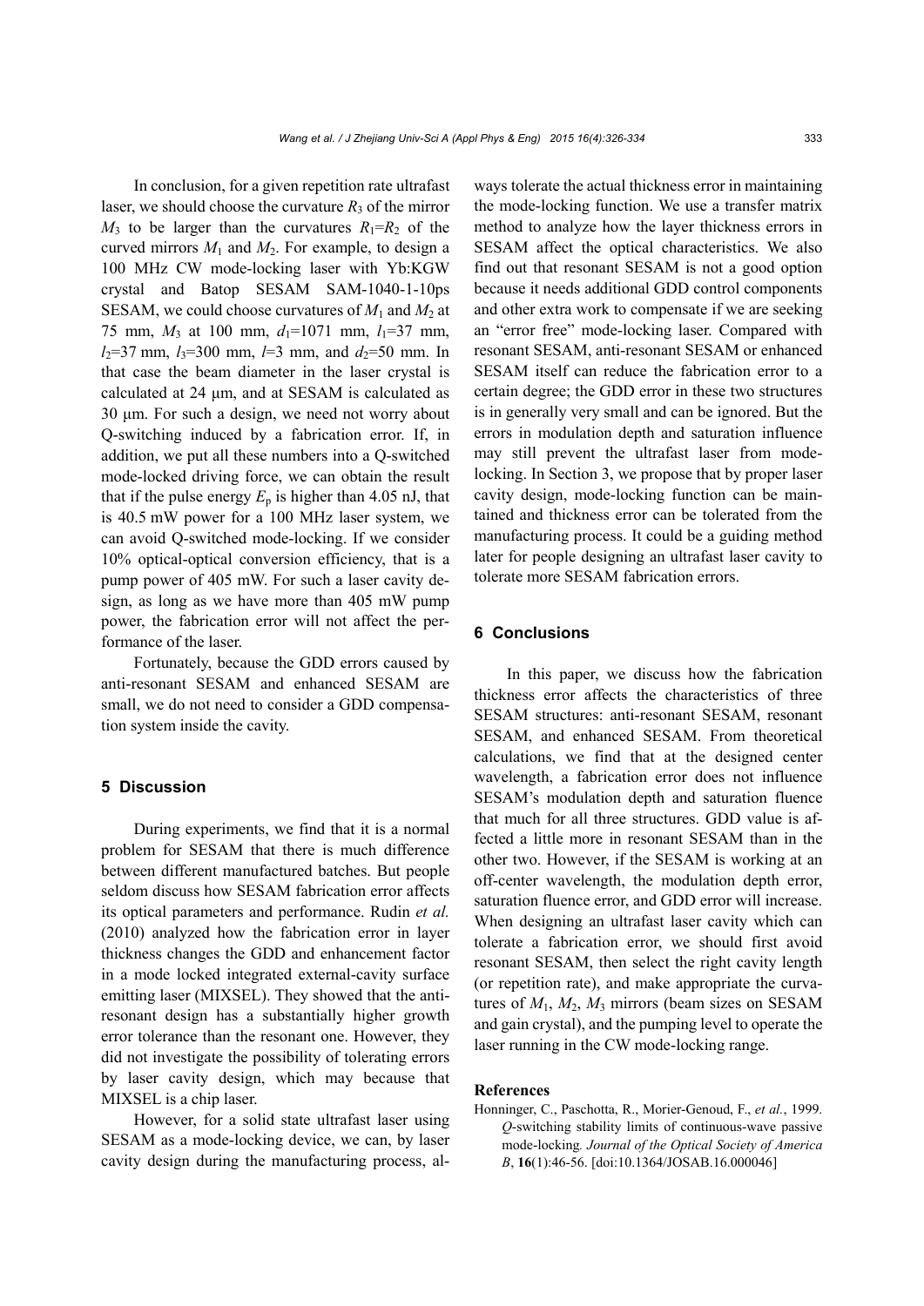In conclusion, for a given repetition rate ultrafast laser, we should choose the curvature $R_3$ of the mirror $M_3$ to be larger than the curvatures $R_1=R_2$ of the curved mirrors $M_1$ and $M_2$. For example, to design a 100 MHz CW mode-locking laser with Yb:KGW crystal and Batop SESAM SAM-1040-1-10ps SESAM, we could choose curvatures of $M_1$ and $M_2$ at 75 mm, $M_3$ at 100 mm, $d_1$=1071 mm, $l_1$=37 mm, $l_2$=37 mm, $l_3$=300 mm, $l$=3 mm, and $d_2$=50 mm. In that case the beam diameter in the laser crystal is calculated at 24 μm, and at SESAM is calculated as 30 μm. For such a design, we need not worry about Q-switching induced by a fabrication error. If, in addition, we put all these numbers into a Q-switched mode-locked driving force, we can obtain the result that if the pulse energy $E_p$ is higher than 4.05 nJ, that is 40.5 mW power for a 100 MHz laser system, we can avoid Q-switched mode-locking. If we consider 10% optical-optical conversion efficiency, that is a pump power of 405 mW. For such a laser cavity design, as long as we have more than 405 mW pump power, the fabrication error will not affect the performance of the laser.

Fortunately, because the GDD errors caused by anti-resonant SESAM and enhanced SESAM are small, we do not need to consider a GDD compensation system inside the cavity.

## 5 Discussion

During experiments, we find that it is a normal problem for SESAM that there is much difference between different manufactured batches. But people seldom discuss how SESAM fabrication error affects its optical parameters and performance. Rudin *et al.* (2010) analyzed how the fabrication error in layer thickness changes the GDD and enhancement factor in a mode locked integrated external-cavity surface emitting laser (MIXSEL). They showed that the anti-resonant design has a substantially higher growth error tolerance than the resonant one. However, they did not investigate the possibility of tolerating errors by laser cavity design, which may because that MIXSEL is a chip laser.

However, for a solid state ultrafast laser using SESAM as a mode-locking device, we can, by laser cavity design during the manufacturing process, always tolerate the actual thickness error in maintaining the mode-locking function. We use a transfer matrix method to analyze how the layer thickness errors in SESAM affect the optical characteristics. We also find out that resonant SESAM is not a good option because it needs additional GDD control components and other extra work to compensate if we are seeking an "error free" mode-locking laser. Compared with resonant SESAM, anti-resonant SESAM or enhanced SESAM itself can reduce the fabrication error to a certain degree; the GDD error in these two structures is in generally very small and can be ignored. But the errors in modulation depth and saturation influence may still prevent the ultrafast laser from mode-locking. In Section 3, we propose that by proper laser cavity design, mode-locking function can be maintained and thickness error can be tolerated from the manufacturing process. It could be a guiding method later for people designing an ultrafast laser cavity to tolerate more SESAM fabrication errors.

## 6 Conclusions

In this paper, we discuss how the fabrication thickness error affects the characteristics of three SESAM structures: anti-resonant SESAM, resonant SESAM, and enhanced SESAM. From theoretical calculations, we find that at the designed center wavelength, a fabrication error does not influence SESAM's modulation depth and saturation fluence that much for all three structures. GDD value is affected a little more in resonant SESAM than in the other two. However, if the SESAM is working at an off-center wavelength, the modulation depth error, saturation fluence error, and GDD error will increase. When designing an ultrafast laser cavity which can tolerate a fabrication error, we should first avoid resonant SESAM, then select the right cavity length (or repetition rate), and make appropriate the curvatures of $M_1$, $M_2$, $M_3$ mirrors (beam sizes on SESAM and gain crystal), and the pumping level to operate the laser running in the CW mode-locking range.

### References

Honninger, C., Paschotta, R., Morier-Genoud, F., *et al.*, 1999. *Q*-switching stability limits of continuous-wave passive mode-locking. *Journal of the Optical Society of America B*, **16**(1):46-56. [doi:10.1364/JOSAB.16.000046]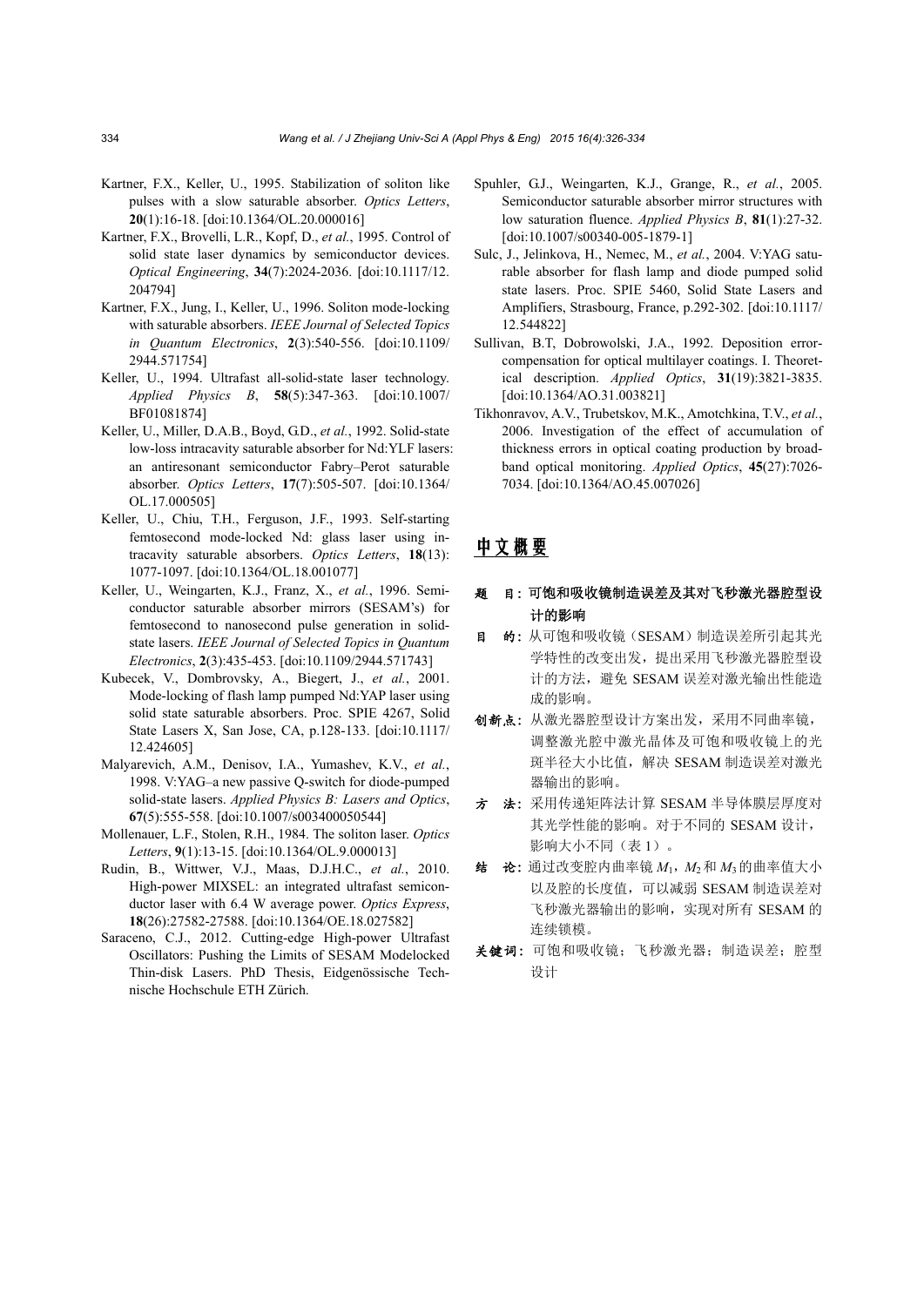Kartner, F.X., Keller, U., 1995. Stabilization of soliton like pulses with a slow saturable absorber. *Optics Letters*, **20**(1):16-18. [doi:10.1364/OL.20.000016]

Kartner, F.X., Brovelli, L.R., Kopf, D., *et al.*, 1995. Control of solid state laser dynamics by semiconductor devices. *Optical Engineering*, **34**(7):2024-2036. [doi:10.1117/12.204794]

Kartner, F.X., Jung, I., Keller, U., 1996. Soliton mode-locking with saturable absorbers. *IEEE Journal of Selected Topics in Quantum Electronics*, **2**(3):540-556. [doi:10.1109/2944.571754]

Keller, U., 1994. Ultrafast all-solid-state laser technology. *Applied Physics B*, **58**(5):347-363. [doi:10.1007/BF01081874]

Keller, U., Miller, D.A.B., Boyd, G.D., *et al.*, 1992. Solid-state low-loss intracavity saturable absorber for Nd:YLF lasers: an antiresonant semiconductor Fabry–Perot saturable absorber. *Optics Letters*, **17**(7):505-507. [doi:10.1364/OL.17.000505]

Keller, U., Chiu, T.H., Ferguson, J.F., 1993. Self-starting femtosecond mode-locked Nd: glass laser using intracavity saturable absorbers. *Optics Letters*, **18**(13):1077-1097. [doi:10.1364/OL.18.001077]

Keller, U., Weingarten, K.J., Franz, X., *et al.*, 1996. Semiconductor saturable absorber mirrors (SESAM's) for femtosecond to nanosecond pulse generation in solid-state lasers. *IEEE Journal of Selected Topics in Quantum Electronics*, **2**(3):435-453. [doi:10.1109/2944.571743]

Kubecek, V., Dombrovsky, A., Biegert, J., *et al.*, 2001. Mode-locking of flash lamp pumped Nd:YAP laser using solid state saturable absorbers. Proc. SPIE 4267, Solid State Lasers X, San Jose, CA, p.128-133. [doi:10.1117/12.424605]

Malyarevich, A.M., Denisov, I.A., Yumashev, K.V., *et al.*, 1998. V:YAG–a new passive Q-switch for diode-pumped solid-state lasers. *Applied Physics B: Lasers and Optics*, **67**(5):555-558. [doi:10.1007/s003400050544]

Mollenauer, L.F., Stolen, R.H., 1984. The soliton laser. *Optics Letters*, **9**(1):13-15. [doi:10.1364/OL.9.000013]

Rudin, B., Wittwer, V.J., Maas, D.J.H.C., *et al.*, 2010. High-power MIXSEL: an integrated ultrafast semiconductor laser with 6.4 W average power. *Optics Express*, **18**(26):27582-27588. [doi:10.1364/OE.18.027582]

Saraceno, C.J., 2012. Cutting-edge High-power Ultrafast Oscillators: Pushing the Limits of SESAM Modelocked Thin-disk Lasers. PhD Thesis, Eidgenössische Technische Hochschule ETH Zürich.

Spuhler, G.J., Weingarten, K.J., Grange, R., *et al.*, 2005. Semiconductor saturable absorber mirror structures with low saturation fluence. *Applied Physics B*, **81**(1):27-32. [doi:10.1007/s00340-005-1879-1]

Sulc, J., Jelinkova, H., Nemec, M., *et al.*, 2004. V:YAG saturable absorber for flash lamp and diode pumped solid state lasers. Proc. SPIE 5460, Solid State Lasers and Amplifiers, Strasbourg, France, p.292-302. [doi:10.1117/12.544822]

Sullivan, B.T, Dobrowolski, J.A., 1992. Deposition error-compensation for optical multilayer coatings. I. Theoretical description. *Applied Optics*, **31**(19):3821-3835. [doi:10.1364/AO.31.003821]

Tikhonravov, A.V., Trubetskov, M.K., Amotchkina, T.V., *et al.*, 2006. Investigation of the effect of accumulation of thickness errors in optical coating production by broadband optical monitoring. *Applied Optics*, **45**(27):7026-7034. [doi:10.1364/AO.45.007026]

## 中文概要

**题　目：** 可饱和吸收镜制造误差及其对飞秒激光器腔型设计的影响

**目　的：** 从可饱和吸收镜（SESAM）制造误差所引起其光学特性的改变出发，提出采用飞秒激光器腔型设计的方法，避免 SESAM 误差对激光输出性能造成的影响。

**创新点：** 从激光器腔型设计方案出发，采用不同曲率镜，调整激光腔中激光晶体及可饱和吸收镜上的光斑半径大小比值，解决 SESAM 制造误差对激光器输出的影响。

**方　法：** 采用传递矩阵法计算 SESAM 半导体膜层厚度对其光学性能的影响。对于不同的 SESAM 设计，影响大小不同（表 1）。

**结　论：** 通过改变腔内曲率镜 $M_1$，$M_2$ 和 $M_3$ 的曲率值大小以及腔的长度值，可以减弱 SESAM 制造误差对飞秒激光器输出的影响，实现对所有 SESAM 的连续锁模。

**关键词：** 可饱和吸收镜；飞秒激光器；制造误差；腔型设计